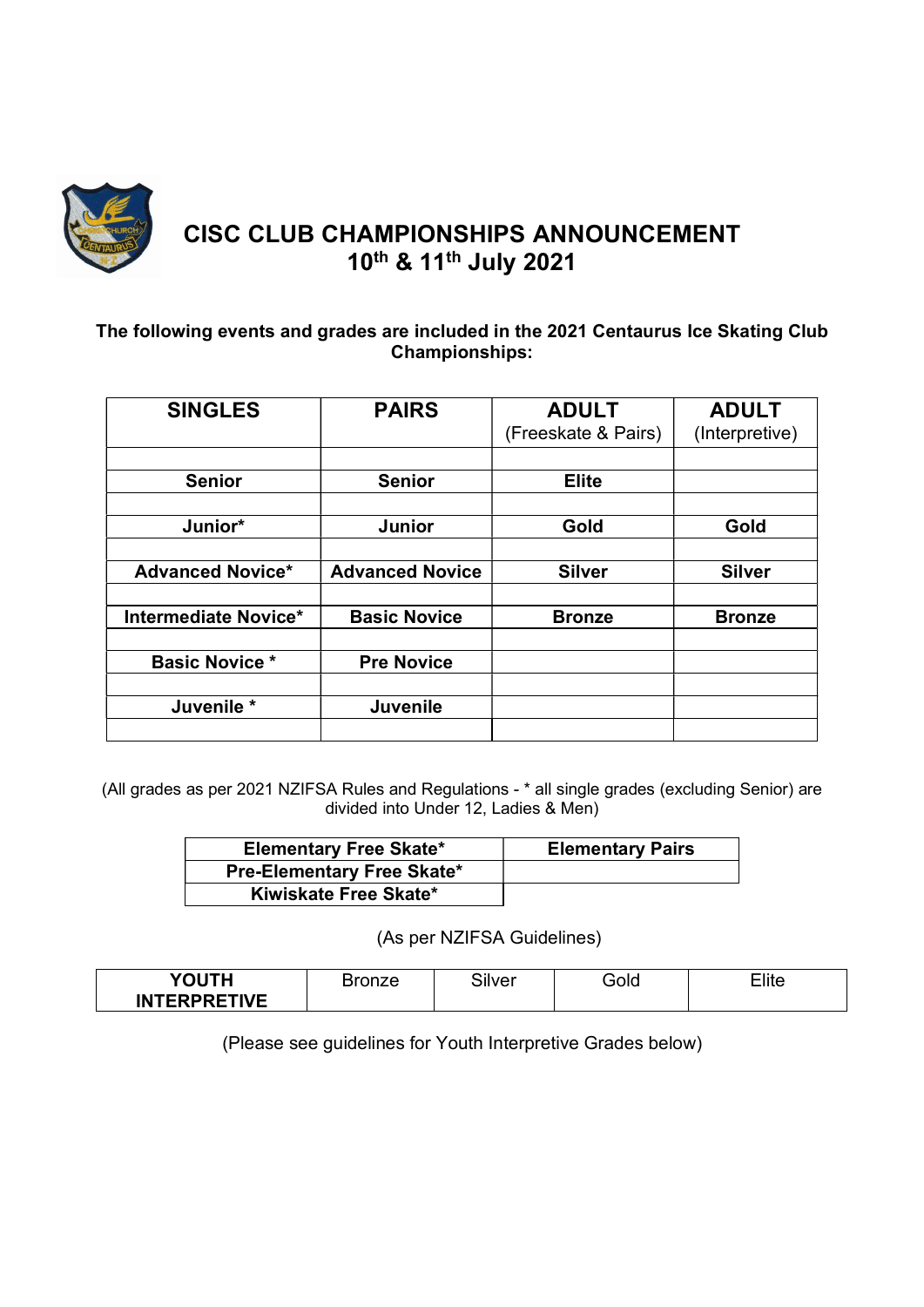# CISC CLUB CHAMPIONSHIPS ANNOUNCEMENT
## 10th & 11th July 2021

**The following events and grades are included in the 2021 Centaurus Ice Skating Club Championships:**

| SINGLES | PAIRS | ADULT (Freeskate & Pairs) | ADULT (Interpretive) |
|---|---|---|---|
| **Senior** | **Senior** | **Elite** | |
| **Junior*** | **Junior** | **Gold** | **Gold** |
| **Advanced Novice*** | **Advanced Novice** | **Silver** | **Silver** |
| **Intermediate Novice*** | **Basic Novice** | **Bronze** | **Bronze** |
| **Basic Novice *** | **Pre Novice** | | |
| **Juvenile *** | **Juvenile** | | |

(All grades as per 2021 NZIFSA Rules and Regulations - * all single grades (excluding Senior) are divided into Under 12, Ladies & Men)

| Elementary Free Skate* | Elementary Pairs |
|---|---|
| **Pre-Elementary Free Skate*** | |
| **Kiwiskate Free Skate*** | |

(As per NZIFSA Guidelines)

| YOUTH INTERPRETIVE | Bronze | Silver | Gold | Elite |
|---|---|---|---|---|

(Please see guidelines for Youth Interpretive Grades below)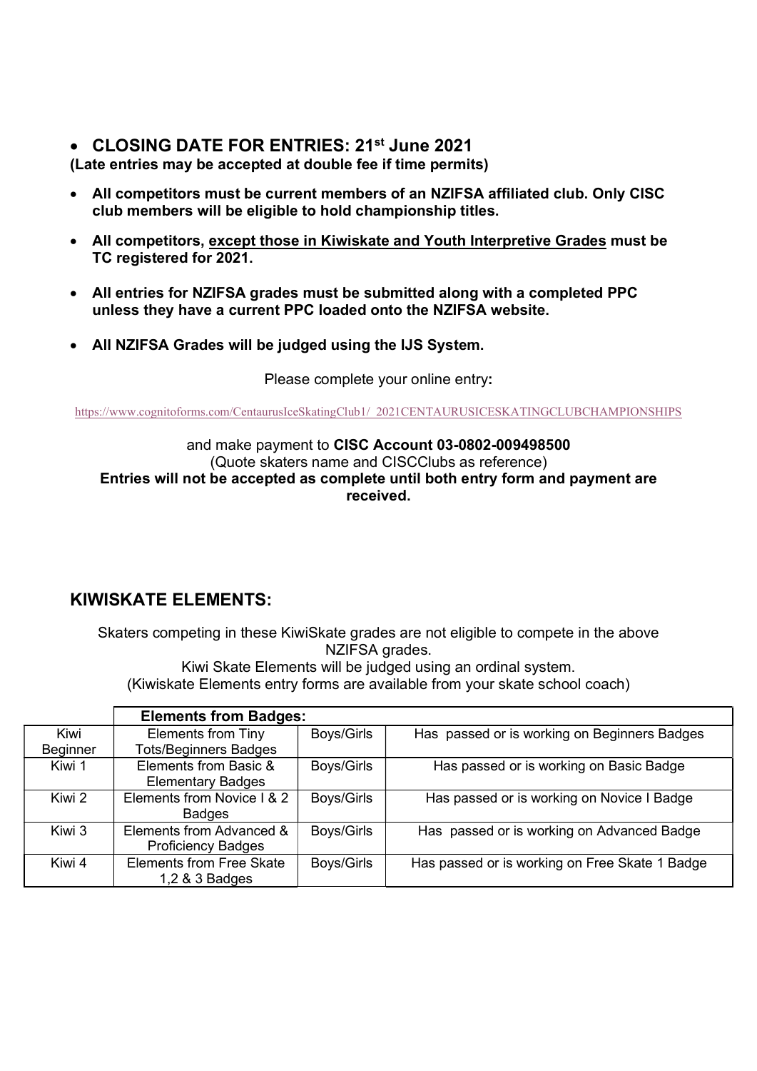- **CLOSING DATE FOR ENTRIES: 21st June 2021**

**(Late entries may be accepted at double fee if time permits)**

- **All competitors must be current members of an NZIFSA affiliated club. Only CISC club members will be eligible to hold championship titles.**
- **All competitors, <u>except those in Kiwiskate and Youth Interpretive Grades</u> must be TC registered for 2021.**
- **All entries for NZIFSA grades must be submitted along with a completed PPC unless they have a current PPC loaded onto the NZIFSA website.**
- **All NZIFSA Grades will be judged using the IJS System.**

Please complete your online entry**:**

https://www.cognitoforms.com/CentaurusIceSkatingClub1/ 2021CENTAURUSICESKATINGCLUBCHAMPIONSHIPS

and make payment to **CISC Account 03-0802-009498500**
(Quote skaters name and CISCClubs as reference)
**Entries will not be accepted as complete until both entry form and payment are received.**

## KIWISKATE ELEMENTS:

Skaters competing in these KiwiSkate grades are not eligible to compete in the above NZIFSA grades.
Kiwi Skate Elements will be judged using an ordinal system.
(Kiwiskate Elements entry forms are available from your skate school coach)

| | **Elements from Badges:** | | |
|---|---|---|---|
| Kiwi Beginner | Elements from Tiny Tots/Beginners Badges | Boys/Girls | Has passed or is working on Beginners Badges |
| Kiwi 1 | Elements from Basic & Elementary Badges | Boys/Girls | Has passed or is working on Basic Badge |
| Kiwi 2 | Elements from Novice I & 2 Badges | Boys/Girls | Has passed or is working on Novice I Badge |
| Kiwi 3 | Elements from Advanced & Proficiency Badges | Boys/Girls | Has passed or is working on Advanced Badge |
| Kiwi 4 | Elements from Free Skate 1,2 & 3 Badges | Boys/Girls | Has passed or is working on Free Skate 1 Badge |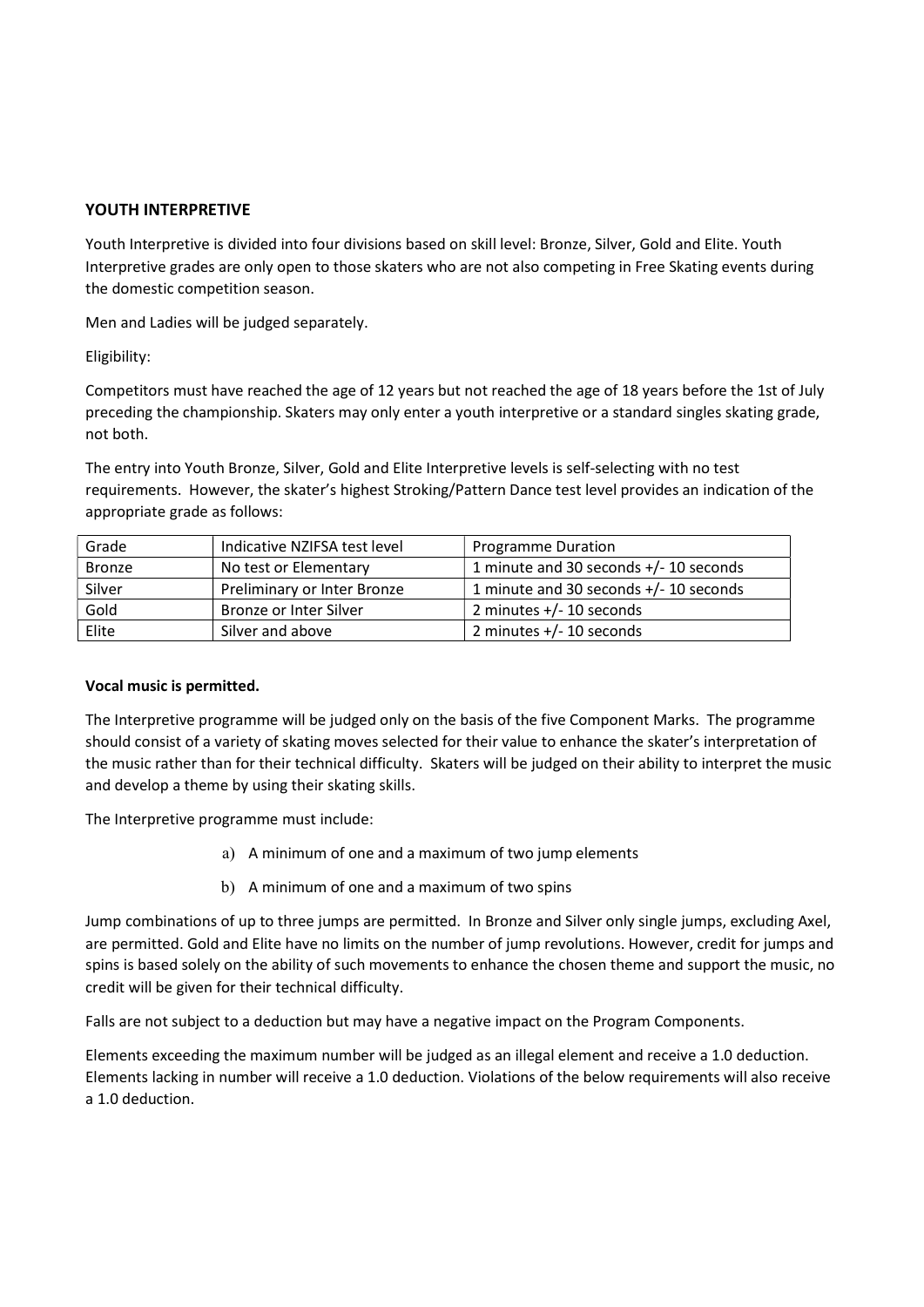## YOUTH INTERPRETIVE

Youth Interpretive is divided into four divisions based on skill level: Bronze, Silver, Gold and Elite. Youth Interpretive grades are only open to those skaters who are not also competing in Free Skating events during the domestic competition season.

Men and Ladies will be judged separately.

Eligibility:

Competitors must have reached the age of 12 years but not reached the age of 18 years before the 1st of July preceding the championship. Skaters may only enter a youth interpretive or a standard singles skating grade, not both.

The entry into Youth Bronze, Silver, Gold and Elite Interpretive levels is self-selecting with no test requirements. However, the skater's highest Stroking/Pattern Dance test level provides an indication of the appropriate grade as follows:

| Grade | Indicative NZIFSA test level | Programme Duration |
|---|---|---|
| Bronze | No test or Elementary | 1 minute and 30 seconds +/- 10 seconds |
| Silver | Preliminary or Inter Bronze | 1 minute and 30 seconds +/- 10 seconds |
| Gold | Bronze or Inter Silver | 2 minutes +/- 10 seconds |
| Elite | Silver and above | 2 minutes +/- 10 seconds |

**Vocal music is permitted.**

The Interpretive programme will be judged only on the basis of the five Component Marks. The programme should consist of a variety of skating moves selected for their value to enhance the skater's interpretation of the music rather than for their technical difficulty. Skaters will be judged on their ability to interpret the music and develop a theme by using their skating skills.

The Interpretive programme must include:

a) A minimum of one and a maximum of two jump elements

b) A minimum of one and a maximum of two spins

Jump combinations of up to three jumps are permitted. In Bronze and Silver only single jumps, excluding Axel, are permitted. Gold and Elite have no limits on the number of jump revolutions. However, credit for jumps and spins is based solely on the ability of such movements to enhance the chosen theme and support the music, no credit will be given for their technical difficulty.

Falls are not subject to a deduction but may have a negative impact on the Program Components.

Elements exceeding the maximum number will be judged as an illegal element and receive a 1.0 deduction. Elements lacking in number will receive a 1.0 deduction. Violations of the below requirements will also receive a 1.0 deduction.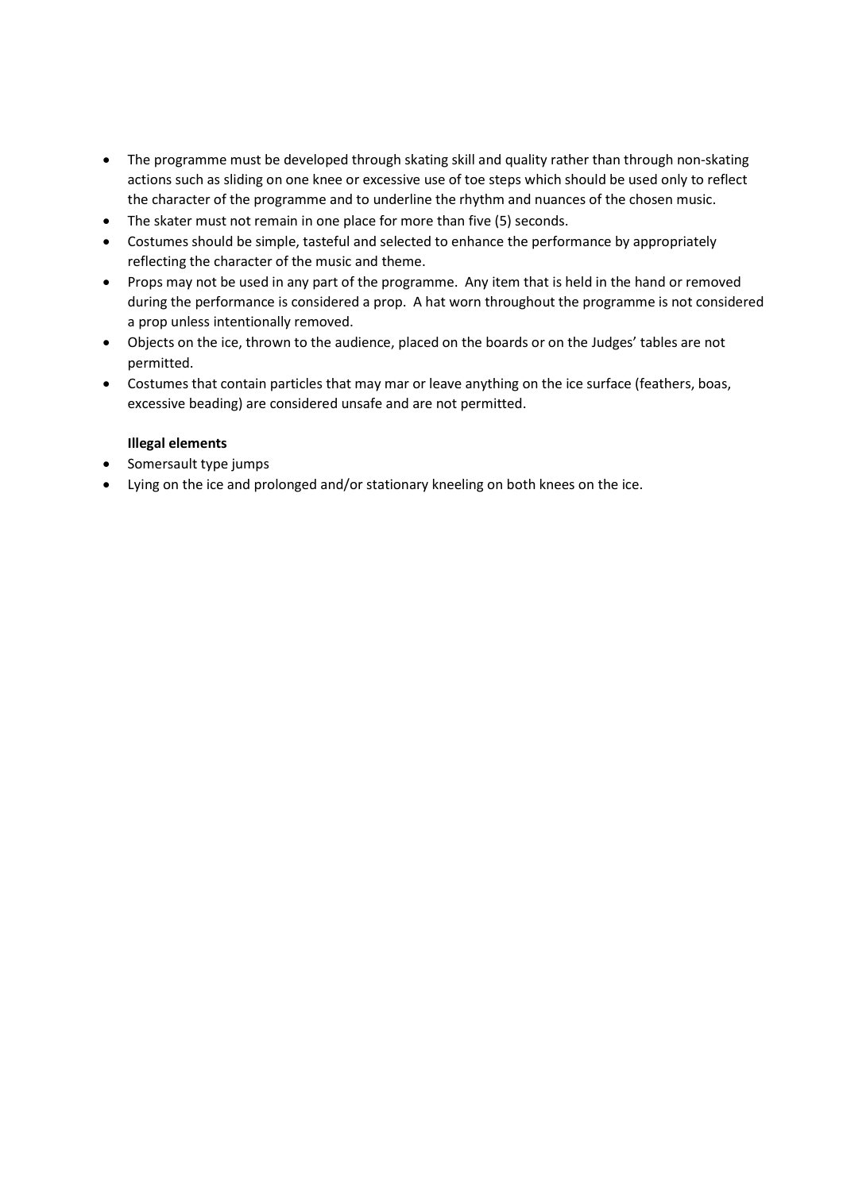- The programme must be developed through skating skill and quality rather than through non-skating actions such as sliding on one knee or excessive use of toe steps which should be used only to reflect the character of the programme and to underline the rhythm and nuances of the chosen music.
- The skater must not remain in one place for more than five (5) seconds.
- Costumes should be simple, tasteful and selected to enhance the performance by appropriately reflecting the character of the music and theme.
- Props may not be used in any part of the programme. Any item that is held in the hand or removed during the performance is considered a prop. A hat worn throughout the programme is not considered a prop unless intentionally removed.
- Objects on the ice, thrown to the audience, placed on the boards or on the Judges' tables are not permitted.
- Costumes that contain particles that may mar or leave anything on the ice surface (feathers, boas, excessive beading) are considered unsafe and are not permitted.

**Illegal elements**

- Somersault type jumps
- Lying on the ice and prolonged and/or stationary kneeling on both knees on the ice.